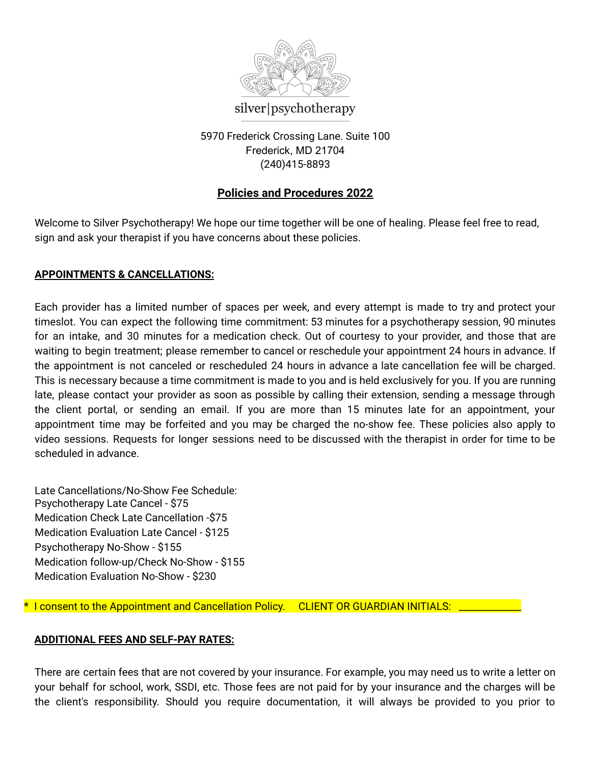silver|psychotherapy

5970 Frederick Crossing Lane. Suite 100
Frederick, MD 21704
(240)415-8893

## **Policies and Procedures 2022**

Welcome to Silver Psychotherapy! We hope our time together will be one of healing. Please feel free to read, sign and ask your therapist if you have concerns about these policies.

### **APPOINTMENTS & CANCELLATIONS:**

Each provider has a limited number of spaces per week, and every attempt is made to try and protect your timeslot. You can expect the following time commitment: 53 minutes for a psychotherapy session, 90 minutes for an intake, and 30 minutes for a medication check. Out of courtesy to your provider, and those that are waiting to begin treatment; please remember to cancel or reschedule your appointment 24 hours in advance. If the appointment is not canceled or rescheduled 24 hours in advance a late cancellation fee will be charged. This is necessary because a time commitment is made to you and is held exclusively for you. If you are running late, please contact your provider as soon as possible by calling their extension, sending a message through the client portal, or sending an email. If you are more than 15 minutes late for an appointment, your appointment time may be forfeited and you may be charged the no-show fee. These policies also apply to video sessions. Requests for longer sessions need to be discussed with the therapist in order for time to be scheduled in advance.

Late Cancellations/No-Show Fee Schedule:
Psychotherapy Late Cancel - $75
Medication Check Late Cancellation -$75
Medication Evaluation Late Cancel - $125
Psychotherapy No-Show - $155
Medication follow-up/Check No-Show - $155
Medication Evaluation No-Show - $230

\* I consent to the Appointment and Cancellation Policy. CLIENT OR GUARDIAN INITIALS: ___________

### **ADDITIONAL FEES AND SELF-PAY RATES:**

There are certain fees that are not covered by your insurance. For example, you may need us to write a letter on your behalf for school, work, SSDI, etc. Those fees are not paid for by your insurance and the charges will be the client's responsibility. Should you require documentation, it will always be provided to you prior to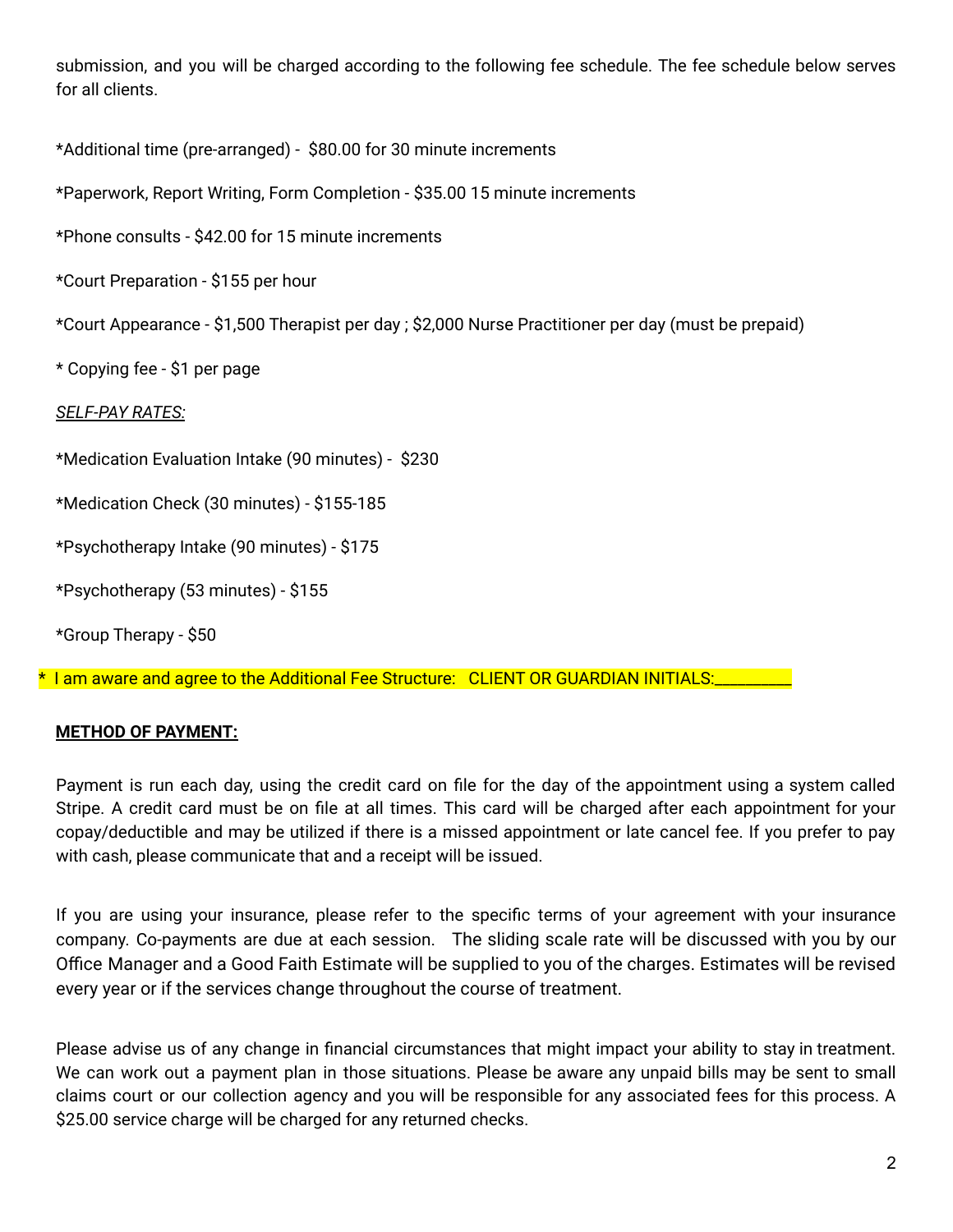submission, and you will be charged according to the following fee schedule. The fee schedule below serves for all clients.

*Additional time (pre-arranged) - $80.00 for 30 minute increments

*Paperwork, Report Writing, Form Completion - $35.00 15 minute increments

*Phone consults - $42.00 for 15 minute increments

*Court Preparation - $155 per hour

*Court Appearance - $1,500 Therapist per day ; $2,000 Nurse Practitioner per day (must be prepaid)

* Copying fee - $1 per page

*SELF-PAY RATES:*

*Medication Evaluation Intake (90 minutes) - $230

*Medication Check (30 minutes) - $155-185

*Psychotherapy Intake (90 minutes) - $175

*Psychotherapy (53 minutes) - $155

*Group Therapy - $50

* I am aware and agree to the Additional Fee Structure: CLIENT OR GUARDIAN INITIALS:_________

**METHOD OF PAYMENT:**

Payment is run each day, using the credit card on file for the day of the appointment using a system called Stripe. A credit card must be on file at all times. This card will be charged after each appointment for your copay/deductible and may be utilized if there is a missed appointment or late cancel fee. If you prefer to pay with cash, please communicate that and a receipt will be issued.

If you are using your insurance, please refer to the specific terms of your agreement with your insurance company. Co-payments are due at each session. The sliding scale rate will be discussed with you by our Office Manager and a Good Faith Estimate will be supplied to you of the charges. Estimates will be revised every year or if the services change throughout the course of treatment.

Please advise us of any change in financial circumstances that might impact your ability to stay in treatment. We can work out a payment plan in those situations. Please be aware any unpaid bills may be sent to small claims court or our collection agency and you will be responsible for any associated fees for this process. A $25.00 service charge will be charged for any returned checks.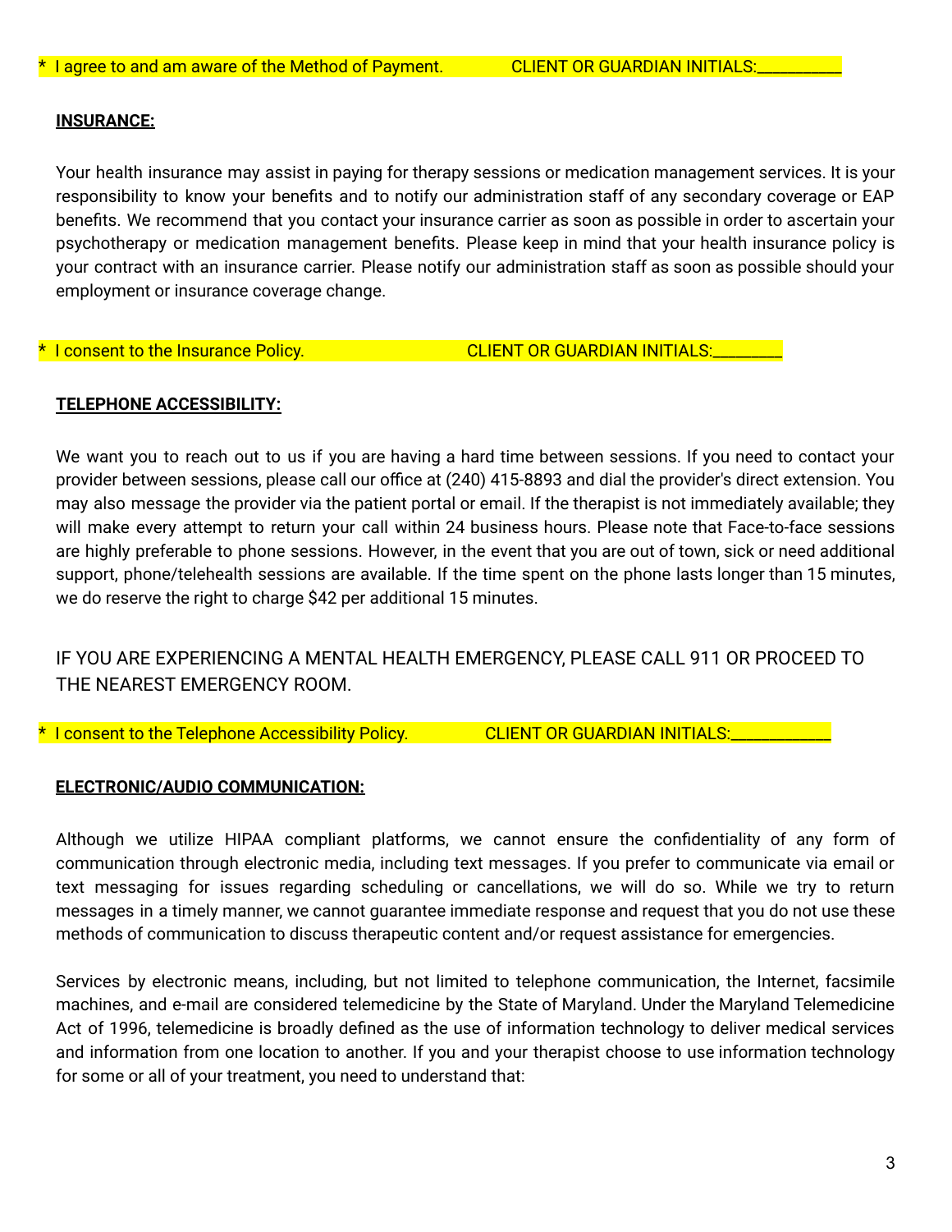* I agree to and am aware of the Method of Payment. CLIENT OR GUARDIAN INITIALS:__________

**INSURANCE:**

Your health insurance may assist in paying for therapy sessions or medication management services. It is your responsibility to know your benefits and to notify our administration staff of any secondary coverage or EAP benefits. We recommend that you contact your insurance carrier as soon as possible in order to ascertain your psychotherapy or medication management benefits. Please keep in mind that your health insurance policy is your contract with an insurance carrier. Please notify our administration staff as soon as possible should your employment or insurance coverage change.

* I consent to the Insurance Policy. CLIENT OR GUARDIAN INITIALS:________

**TELEPHONE ACCESSIBILITY:**

We want you to reach out to us if you are having a hard time between sessions. If you need to contact your provider between sessions, please call our office at (240) 415-8893 and dial the provider's direct extension. You may also message the provider via the patient portal or email. If the therapist is not immediately available; they will make every attempt to return your call within 24 business hours. Please note that Face-to-face sessions are highly preferable to phone sessions. However, in the event that you are out of town, sick or need additional support, phone/telehealth sessions are available. If the time spent on the phone lasts longer than 15 minutes, we do reserve the right to charge $42 per additional 15 minutes.

IF YOU ARE EXPERIENCING A MENTAL HEALTH EMERGENCY, PLEASE CALL 911 OR PROCEED TO THE NEAREST EMERGENCY ROOM.

* I consent to the Telephone Accessibility Policy. CLIENT OR GUARDIAN INITIALS:____________

**ELECTRONIC/AUDIO COMMUNICATION:**

Although we utilize HIPAA compliant platforms, we cannot ensure the confidentiality of any form of communication through electronic media, including text messages. If you prefer to communicate via email or text messaging for issues regarding scheduling or cancellations, we will do so. While we try to return messages in a timely manner, we cannot guarantee immediate response and request that you do not use these methods of communication to discuss therapeutic content and/or request assistance for emergencies.

Services by electronic means, including, but not limited to telephone communication, the Internet, facsimile machines, and e-mail are considered telemedicine by the State of Maryland. Under the Maryland Telemedicine Act of 1996, telemedicine is broadly defined as the use of information technology to deliver medical services and information from one location to another. If you and your therapist choose to use information technology for some or all of your treatment, you need to understand that: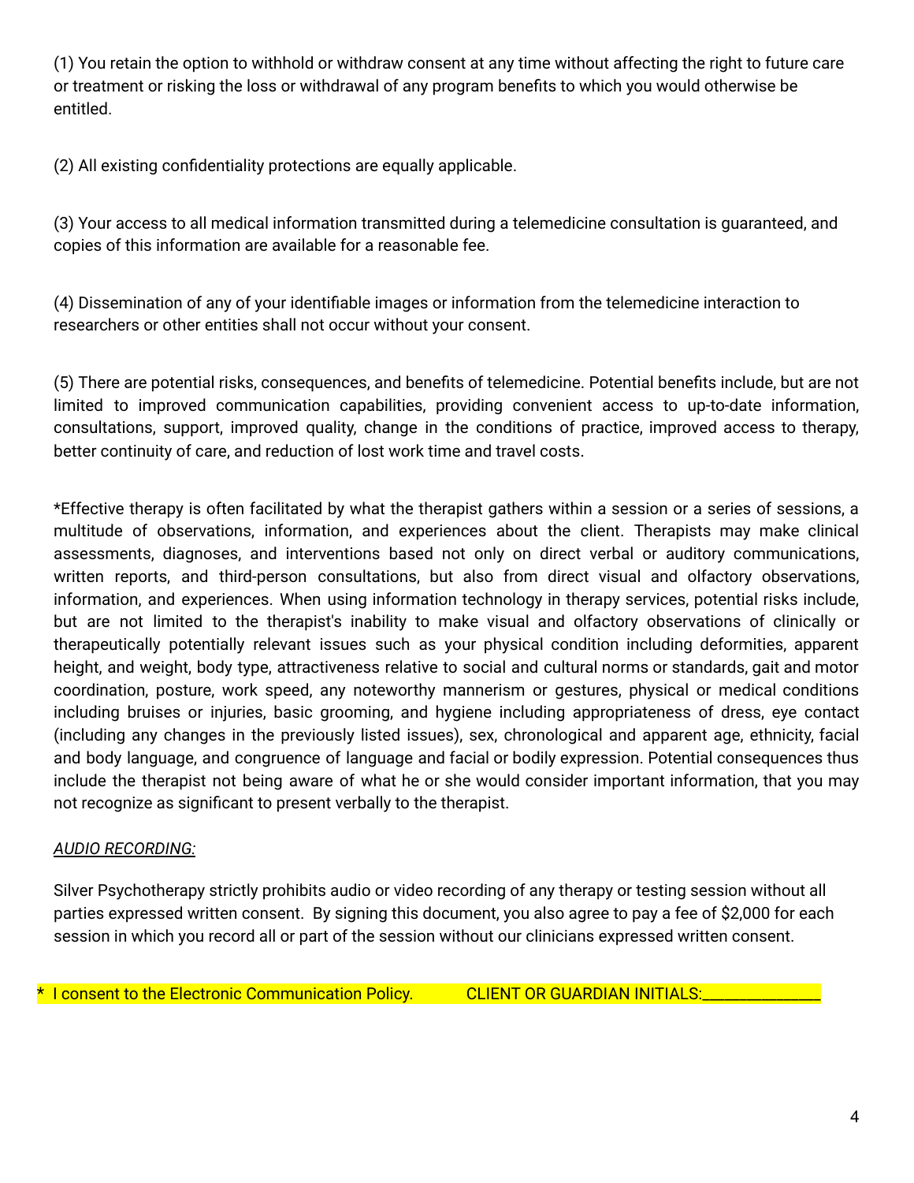(1) You retain the option to withhold or withdraw consent at any time without affecting the right to future care or treatment or risking the loss or withdrawal of any program benefits to which you would otherwise be entitled.

(2) All existing confidentiality protections are equally applicable.

(3) Your access to all medical information transmitted during a telemedicine consultation is guaranteed, and copies of this information are available for a reasonable fee.

(4) Dissemination of any of your identifiable images or information from the telemedicine interaction to researchers or other entities shall not occur without your consent.

(5) There are potential risks, consequences, and benefits of telemedicine. Potential benefits include, but are not limited to improved communication capabilities, providing convenient access to up-to-date information, consultations, support, improved quality, change in the conditions of practice, improved access to therapy, better continuity of care, and reduction of lost work time and travel costs.

*Effective therapy is often facilitated by what the therapist gathers within a session or a series of sessions, a multitude of observations, information, and experiences about the client. Therapists may make clinical assessments, diagnoses, and interventions based not only on direct verbal or auditory communications, written reports, and third-person consultations, but also from direct visual and olfactory observations, information, and experiences. When using information technology in therapy services, potential risks include, but are not limited to the therapist's inability to make visual and olfactory observations of clinically or therapeutically potentially relevant issues such as your physical condition including deformities, apparent height, and weight, body type, attractiveness relative to social and cultural norms or standards, gait and motor coordination, posture, work speed, any noteworthy mannerism or gestures, physical or medical conditions including bruises or injuries, basic grooming, and hygiene including appropriateness of dress, eye contact (including any changes in the previously listed issues), sex, chronological and apparent age, ethnicity, facial and body language, and congruence of language and facial or bodily expression. Potential consequences thus include the therapist not being aware of what he or she would consider important information, that you may not recognize as significant to present verbally to the therapist.

*AUDIO RECORDING:*

Silver Psychotherapy strictly prohibits audio or video recording of any therapy or testing session without all parties expressed written consent. By signing this document, you also agree to pay a fee of $2,000 for each session in which you record all or part of the session without our clinicians expressed written consent.

* I consent to the Electronic Communication Policy. CLIENT OR GUARDIAN INITIALS:_______________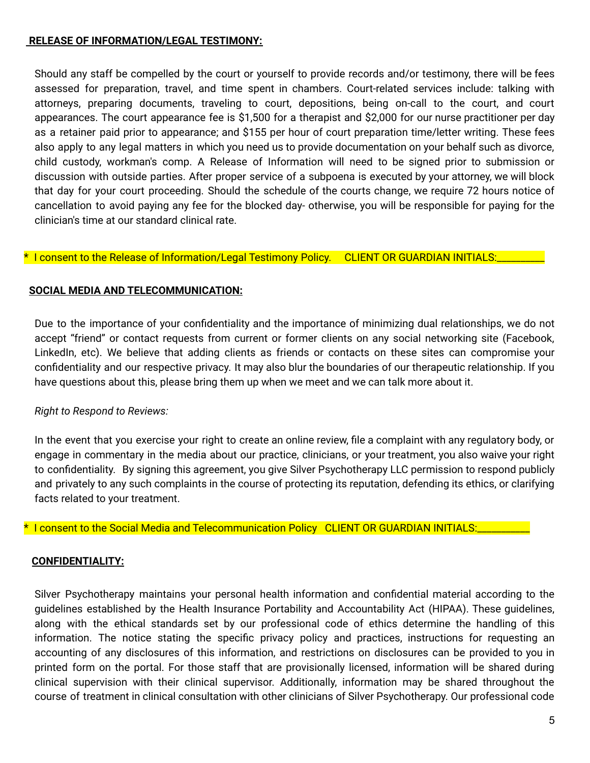**RELEASE OF INFORMATION/LEGAL TESTIMONY:**

Should any staff be compelled by the court or yourself to provide records and/or testimony, there will be fees assessed for preparation, travel, and time spent in chambers. Court-related services include: talking with attorneys, preparing documents, traveling to court, depositions, being on-call to the court, and court appearances. The court appearance fee is $1,500 for a therapist and $2,000 for our nurse practitioner per day as a retainer paid prior to appearance; and $155 per hour of court preparation time/letter writing. These fees also apply to any legal matters in which you need us to provide documentation on your behalf such as divorce, child custody, workman's comp. A Release of Information will need to be signed prior to submission or discussion with outside parties. After proper service of a subpoena is executed by your attorney, we will block that day for your court proceeding. Should the schedule of the courts change, we require 72 hours notice of cancellation to avoid paying any fee for the blocked day- otherwise, you will be responsible for paying for the clinician's time at our standard clinical rate.

\* I consent to the Release of Information/Legal Testimony Policy. CLIENT OR GUARDIAN INITIALS:_________

**SOCIAL MEDIA AND TELECOMMUNICATION:**

Due to the importance of your confidentiality and the importance of minimizing dual relationships, we do not accept "friend" or contact requests from current or former clients on any social networking site (Facebook, LinkedIn, etc). We believe that adding clients as friends or contacts on these sites can compromise your confidentiality and our respective privacy. It may also blur the boundaries of our therapeutic relationship. If you have questions about this, please bring them up when we meet and we can talk more about it.

*Right to Respond to Reviews:*

In the event that you exercise your right to create an online review, file a complaint with any regulatory body, or engage in commentary in the media about our practice, clinicians, or your treatment, you also waive your right to confidentiality. By signing this agreement, you give Silver Psychotherapy LLC permission to respond publicly and privately to any such complaints in the course of protecting its reputation, defending its ethics, or clarifying facts related to your treatment.

\* I consent to the Social Media and Telecommunication Policy CLIENT OR GUARDIAN INITIALS:__________

**CONFIDENTIALITY:**

Silver Psychotherapy maintains your personal health information and confidential material according to the guidelines established by the Health Insurance Portability and Accountability Act (HIPAA). These guidelines, along with the ethical standards set by our professional code of ethics determine the handling of this information. The notice stating the specific privacy policy and practices, instructions for requesting an accounting of any disclosures of this information, and restrictions on disclosures can be provided to you in printed form on the portal. For those staff that are provisionally licensed, information will be shared during clinical supervision with their clinical supervisor. Additionally, information may be shared throughout the course of treatment in clinical consultation with other clinicians of Silver Psychotherapy. Our professional code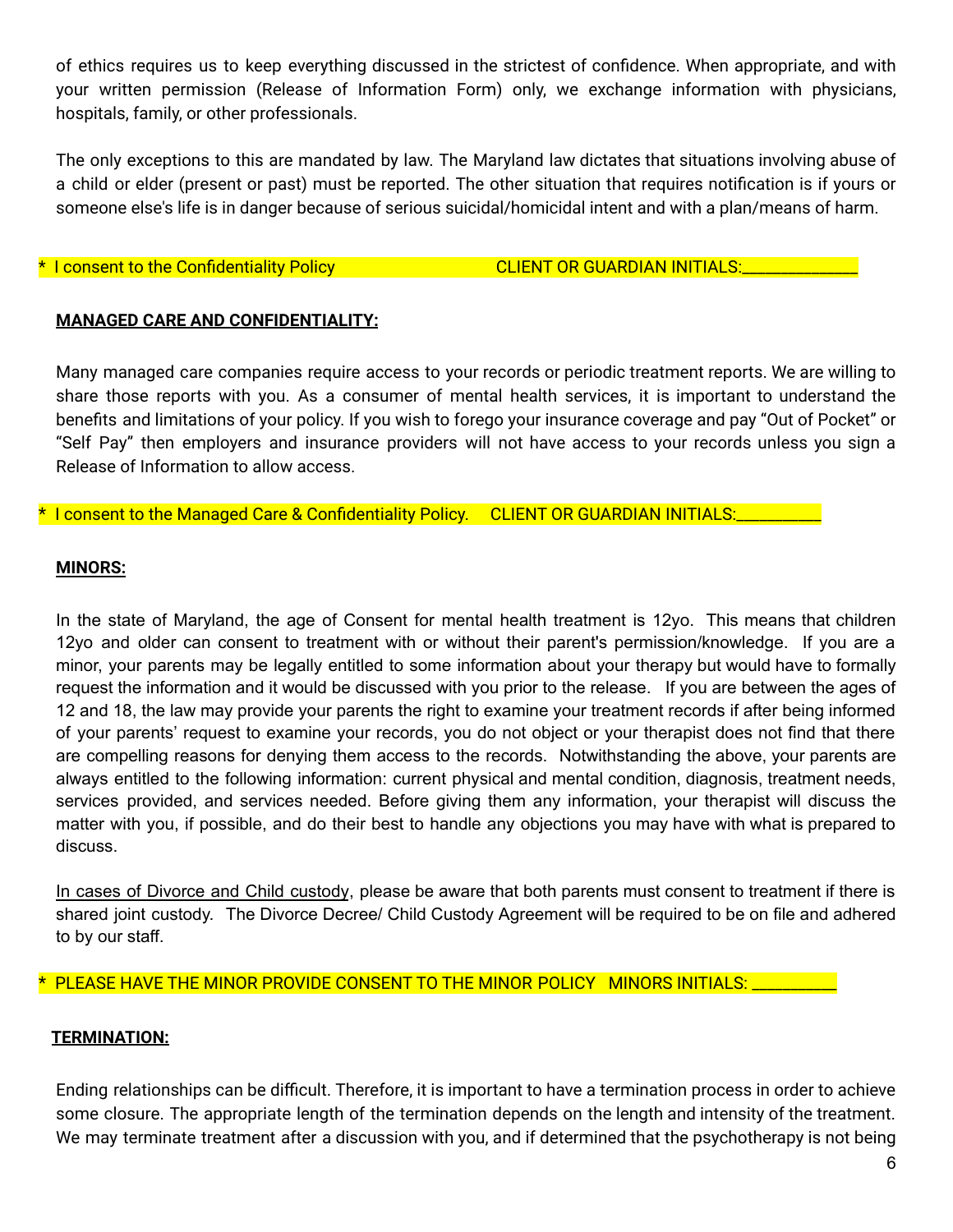of ethics requires us to keep everything discussed in the strictest of confidence. When appropriate, and with your written permission (Release of Information Form) only, we exchange information with physicians, hospitals, family, or other professionals.

The only exceptions to this are mandated by law. The Maryland law dictates that situations involving abuse of a child or elder (present or past) must be reported. The other situation that requires notification is if yours or someone else's life is in danger because of serious suicidal/homicidal intent and with a plan/means of harm.

* I consent to the Confidentiality Policy CLIENT OR GUARDIAN INITIALS:_____________

**MANAGED CARE AND CONFIDENTIALITY:**

Many managed care companies require access to your records or periodic treatment reports. We are willing to share those reports with you. As a consumer of mental health services, it is important to understand the benefits and limitations of your policy. If you wish to forego your insurance coverage and pay "Out of Pocket" or "Self Pay" then employers and insurance providers will not have access to your records unless you sign a Release of Information to allow access.

* I consent to the Managed Care & Confidentiality Policy. CLIENT OR GUARDIAN INITIALS:_________

**MINORS:**

In the state of Maryland, the age of Consent for mental health treatment is 12yo. This means that children 12yo and older can consent to treatment with or without their parent's permission/knowledge. If you are a minor, your parents may be legally entitled to some information about your therapy but would have to formally request the information and it would be discussed with you prior to the release. If you are between the ages of 12 and 18, the law may provide your parents the right to examine your treatment records if after being informed of your parents' request to examine your records, you do not object or your therapist does not find that there are compelling reasons for denying them access to the records. Notwithstanding the above, your parents are always entitled to the following information: current physical and mental condition, diagnosis, treatment needs, services provided, and services needed. Before giving them any information, your therapist will discuss the matter with you, if possible, and do their best to handle any objections you may have with what is prepared to discuss.

In cases of Divorce and Child custody, please be aware that both parents must consent to treatment if there is shared joint custody. The Divorce Decree/ Child Custody Agreement will be required to be on file and adhered to by our staff.

* PLEASE HAVE THE MINOR PROVIDE CONSENT TO THE MINOR POLICY MINORS INITIALS: _________

**TERMINATION:**

Ending relationships can be difficult. Therefore, it is important to have a termination process in order to achieve some closure. The appropriate length of the termination depends on the length and intensity of the treatment. We may terminate treatment after a discussion with you, and if determined that the psychotherapy is not being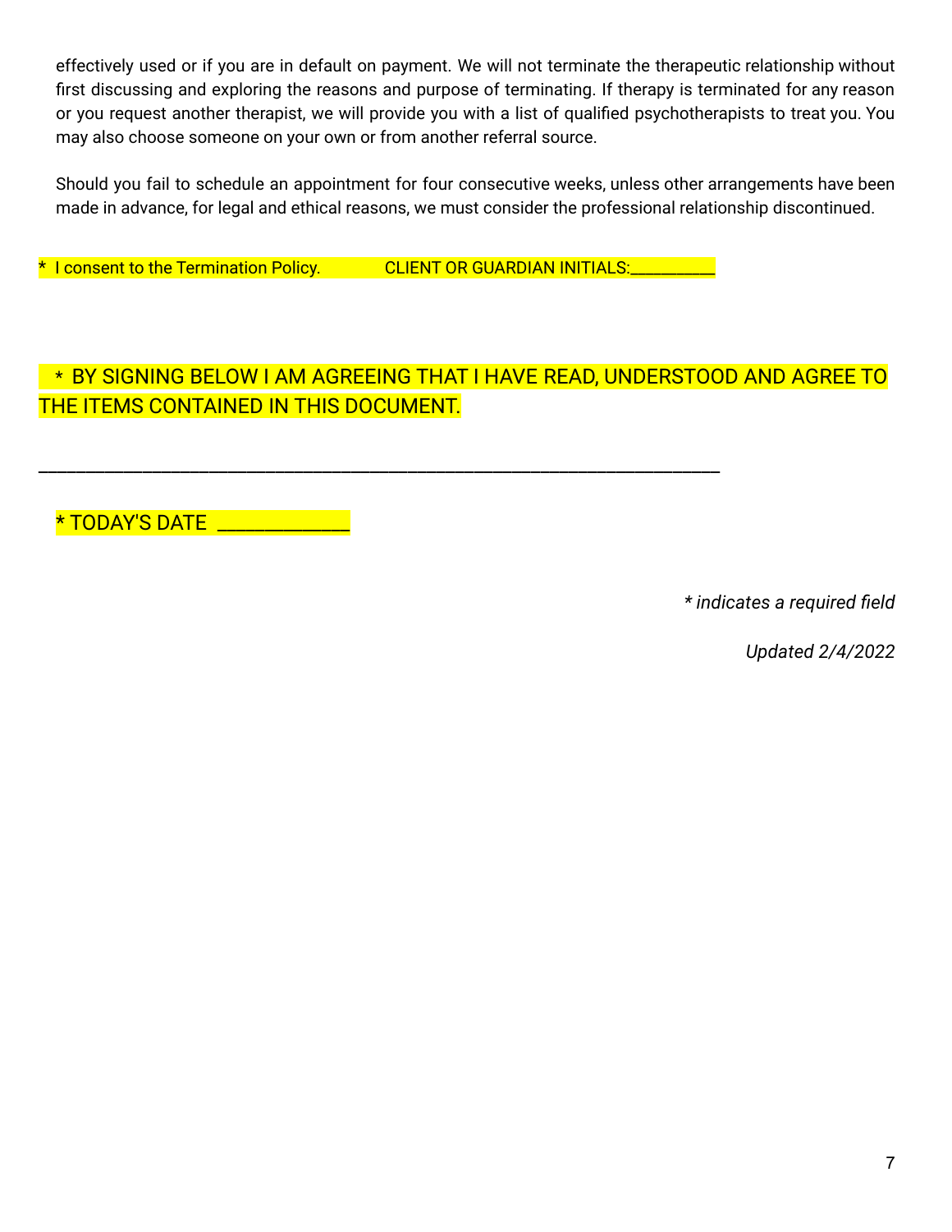effectively used or if you are in default on payment. We will not terminate the therapeutic relationship without first discussing and exploring the reasons and purpose of terminating. If therapy is terminated for any reason or you request another therapist, we will provide you with a list of qualified psychotherapists to treat you. You may also choose someone on your own or from another referral source.

Should you fail to schedule an appointment for four consecutive weeks, unless other arrangements have been made in advance, for legal and ethical reasons, we must consider the professional relationship discontinued.

* I consent to the Termination Policy. CLIENT OR GUARDIAN INITIALS:__________

* BY SIGNING BELOW I AM AGREEING THAT I HAVE READ, UNDERSTOOD AND AGREE TO THE ITEMS CONTAINED IN THIS DOCUMENT.

_______________________________________________________________________________

* TODAY'S DATE _____________

*\* indicates a required field*

*Updated 2/4/2022*